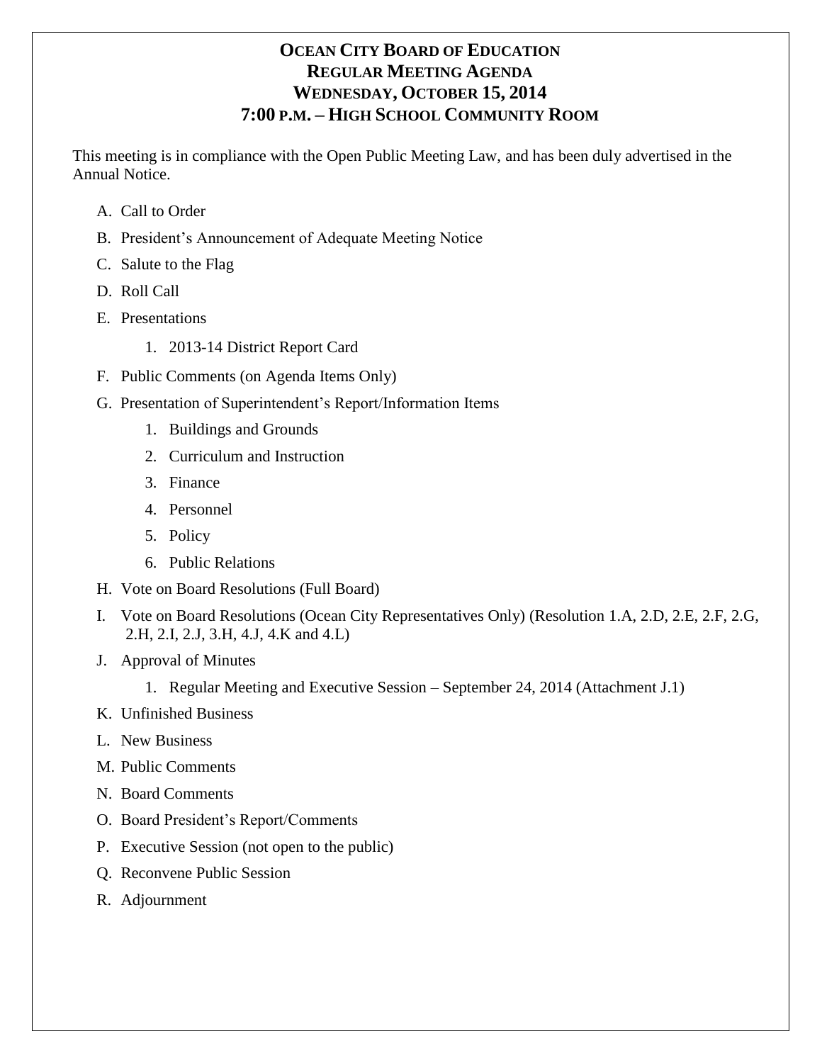# OCEAN CITY BOARD OF EDUCATION
## REGULAR MEETING AGENDA
## WEDNESDAY, OCTOBER 15, 2014
## 7:00 P.M. – HIGH SCHOOL COMMUNITY ROOM

This meeting is in compliance with the Open Public Meeting Law, and has been duly advertised in the Annual Notice.

A. Call to Order

B. President's Announcement of Adequate Meeting Notice

C. Salute to the Flag

D. Roll Call

E. Presentations

   1. 2013-14 District Report Card

F. Public Comments (on Agenda Items Only)

G. Presentation of Superintendent's Report/Information Items

   1. Buildings and Grounds
   2. Curriculum and Instruction
   3. Finance
   4. Personnel
   5. Policy
   6. Public Relations

H. Vote on Board Resolutions (Full Board)

I. Vote on Board Resolutions (Ocean City Representatives Only) (Resolution 1.A, 2.D, 2.E, 2.F, 2.G, 2.H, 2.I, 2.J, 3.H, 4.J, 4.K and 4.L)

J. Approval of Minutes

   1. Regular Meeting and Executive Session – September 24, 2014 (Attachment J.1)

K. Unfinished Business

L. New Business

M. Public Comments

N. Board Comments

O. Board President's Report/Comments

P. Executive Session (not open to the public)

Q. Reconvene Public Session

R. Adjournment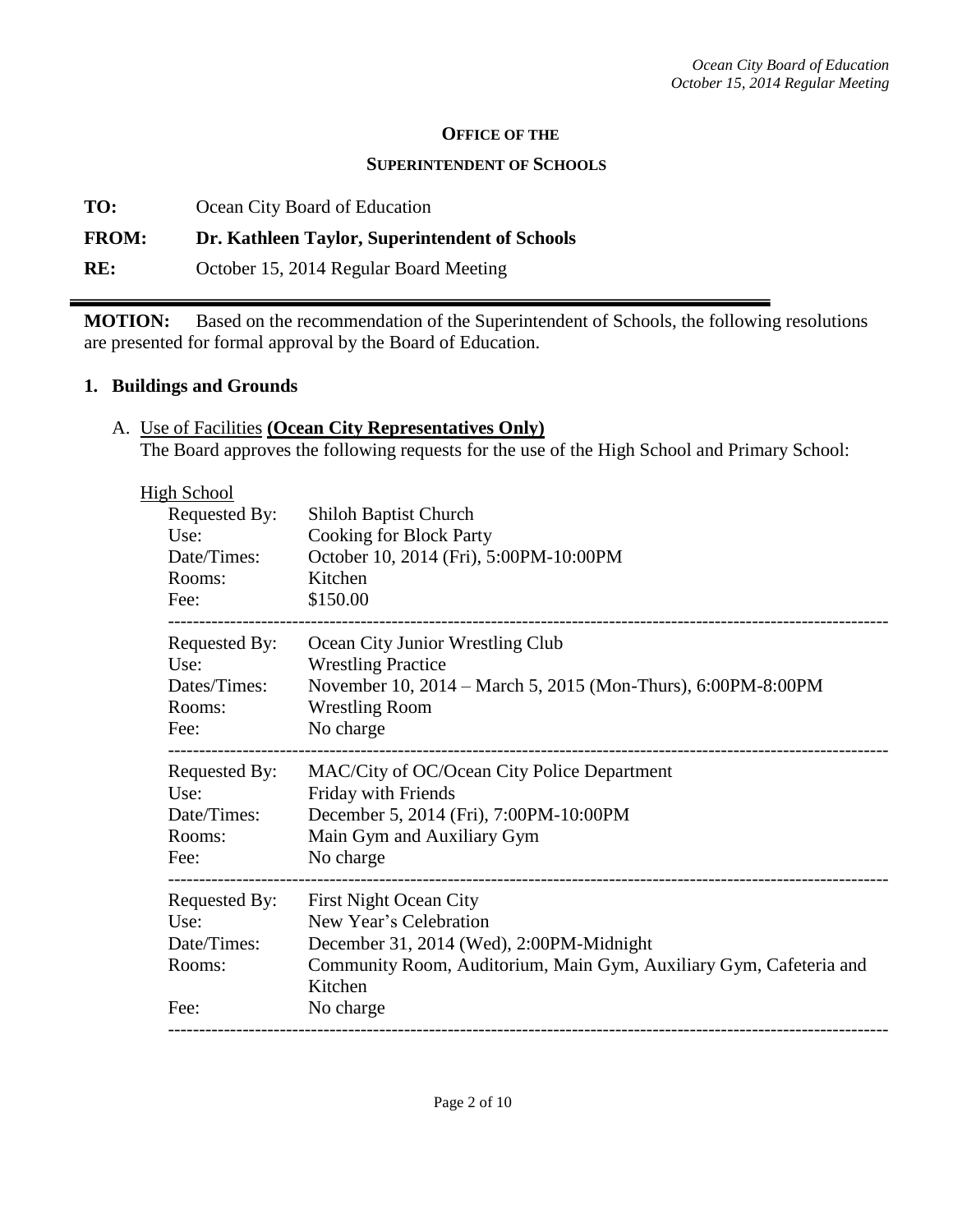**OFFICE OF THE**

**SUPERINTENDENT OF SCHOOLS**

**TO:** Ocean City Board of Education

**FROM:** **Dr. Kathleen Taylor, Superintendent of Schools**

**RE:** October 15, 2014 Regular Board Meeting

---

**MOTION:** Based on the recommendation of the Superintendent of Schools, the following resolutions are presented for formal approval by the Board of Education.

## 1. Buildings and Grounds

A. Use of Facilities **(Ocean City Representatives Only)**
The Board approves the following requests for the use of the High School and Primary School:

High School

Requested By: Shiloh Baptist Church
Use: Cooking for Block Party
Date/Times: October 10, 2014 (Fri), 5:00PM-10:00PM
Rooms: Kitchen
Fee: $150.00

---

Requested By: Ocean City Junior Wrestling Club
Use: Wrestling Practice
Dates/Times: November 10, 2014 – March 5, 2015 (Mon-Thurs), 6:00PM-8:00PM
Rooms: Wrestling Room
Fee: No charge

---

Requested By: MAC/City of OC/Ocean City Police Department
Use: Friday with Friends
Date/Times: December 5, 2014 (Fri), 7:00PM-10:00PM
Rooms: Main Gym and Auxiliary Gym
Fee: No charge

---

Requested By: First Night Ocean City
Use: New Year's Celebration
Date/Times: December 31, 2014 (Wed), 2:00PM-Midnight
Rooms: Community Room, Auditorium, Main Gym, Auxiliary Gym, Cafeteria and Kitchen
Fee: No charge

---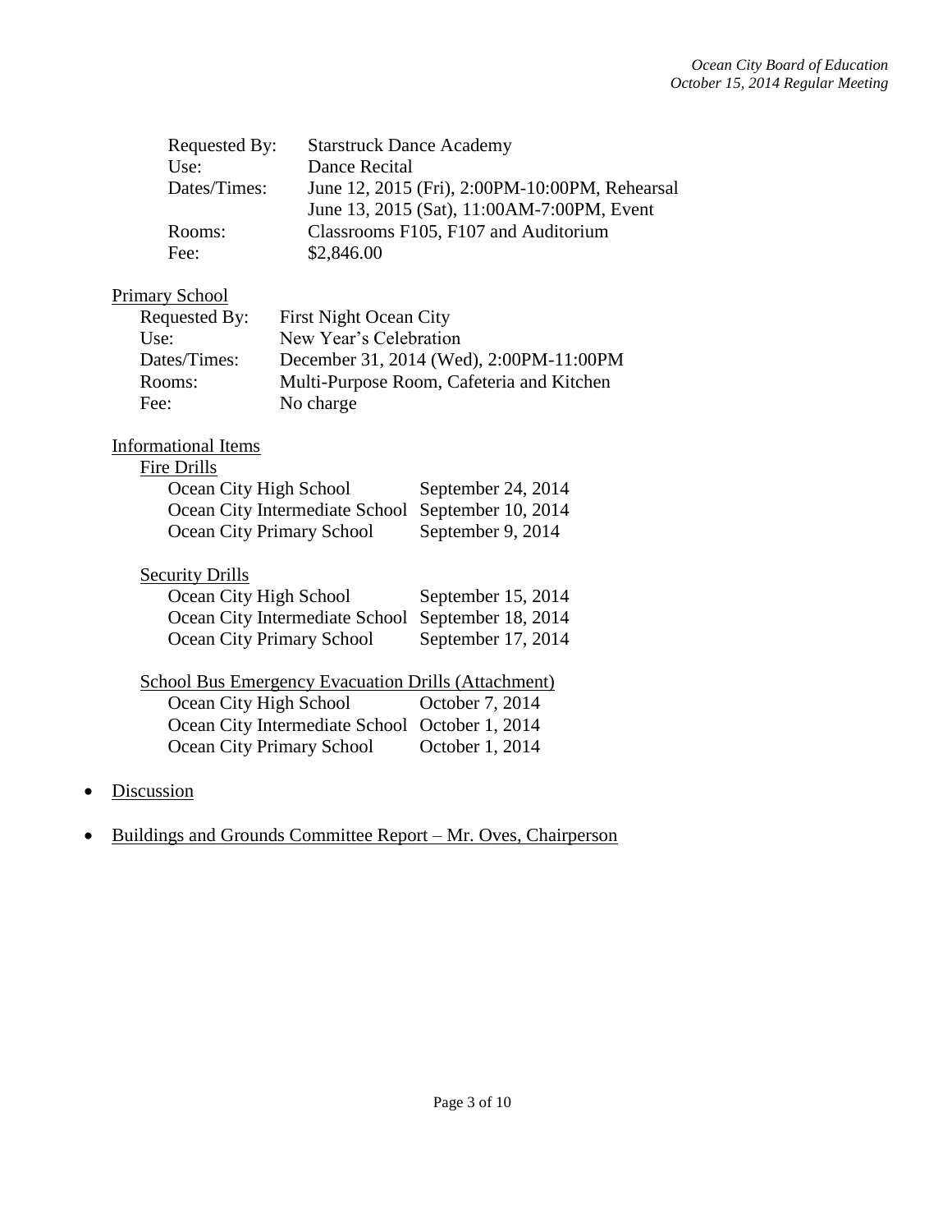| | |
|---|---|
| Requested By: | Starstruck Dance Academy |
| Use: | Dance Recital |
| Dates/Times: | June 12, 2015 (Fri), 2:00PM-10:00PM, Rehearsal<br>June 13, 2015 (Sat), 11:00AM-7:00PM, Event |
| Rooms: | Classrooms F105, F107 and Auditorium |
| Fee: | $2,846.00 |

<u>Primary School</u>

| | |
|---|---|
| Requested By: | First Night Ocean City |
| Use: | New Year's Celebration |
| Dates/Times: | December 31, 2014 (Wed), 2:00PM-11:00PM |
| Rooms: | Multi-Purpose Room, Cafeteria and Kitchen |
| Fee: | No charge |

<u>Informational Items</u>

<u>Fire Drills</u>

| | |
|---|---|
| Ocean City High School | September 24, 2014 |
| Ocean City Intermediate School | September 10, 2014 |
| Ocean City Primary School | September 9, 2014 |

<u>Security Drills</u>

| | |
|---|---|
| Ocean City High School | September 15, 2014 |
| Ocean City Intermediate School | September 18, 2014 |
| Ocean City Primary School | September 17, 2014 |

<u>School Bus Emergency Evacuation Drills (Attachment)</u>

| | |
|---|---|
| Ocean City High School | October 7, 2014 |
| Ocean City Intermediate School | October 1, 2014 |
| Ocean City Primary School | October 1, 2014 |

- <u>Discussion</u>

- <u>Buildings and Grounds Committee Report – Mr. Oves, Chairperson</u>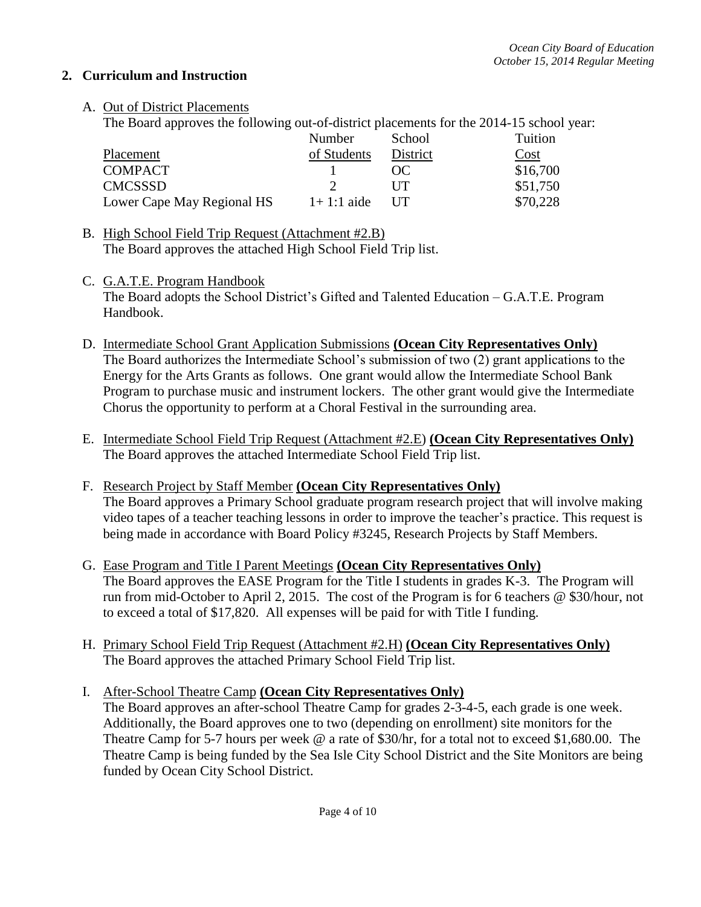## 2. Curriculum and Instruction

A. Out of District Placements

The Board approves the following out-of-district placements for the 2014-15 school year:

| Placement | Number of Students | School District | Tuition Cost |
|---|---|---|---|
| COMPACT | 1 | OC | $16,700 |
| CMCSSSD | 2 | UT | $51,750 |
| Lower Cape May Regional HS | 1+ 1:1 aide | UT | $70,228 |

B. High School Field Trip Request (Attachment #2.B)

The Board approves the attached High School Field Trip list.

C. G.A.T.E. Program Handbook

The Board adopts the School District's Gifted and Talented Education – G.A.T.E. Program Handbook.

D. Intermediate School Grant Application Submissions **(Ocean City Representatives Only)**

The Board authorizes the Intermediate School's submission of two (2) grant applications to the Energy for the Arts Grants as follows. One grant would allow the Intermediate School Bank Program to purchase music and instrument lockers. The other grant would give the Intermediate Chorus the opportunity to perform at a Choral Festival in the surrounding area.

E. Intermediate School Field Trip Request (Attachment #2.E) **(Ocean City Representatives Only)**

The Board approves the attached Intermediate School Field Trip list.

F. Research Project by Staff Member **(Ocean City Representatives Only)**

The Board approves a Primary School graduate program research project that will involve making video tapes of a teacher teaching lessons in order to improve the teacher's practice. This request is being made in accordance with Board Policy #3245, Research Projects by Staff Members.

G. Ease Program and Title I Parent Meetings **(Ocean City Representatives Only)**

The Board approves the EASE Program for the Title I students in grades K-3. The Program will run from mid-October to April 2, 2015. The cost of the Program is for 6 teachers @ $30/hour, not to exceed a total of $17,820. All expenses will be paid for with Title I funding.

H. Primary School Field Trip Request (Attachment #2.H) **(Ocean City Representatives Only)**

The Board approves the attached Primary School Field Trip list.

I. After-School Theatre Camp **(Ocean City Representatives Only)**

The Board approves an after-school Theatre Camp for grades 2-3-4-5, each grade is one week. Additionally, the Board approves one to two (depending on enrollment) site monitors for the Theatre Camp for 5-7 hours per week @ a rate of $30/hr, for a total not to exceed $1,680.00. The Theatre Camp is being funded by the Sea Isle City School District and the Site Monitors are being funded by Ocean City School District.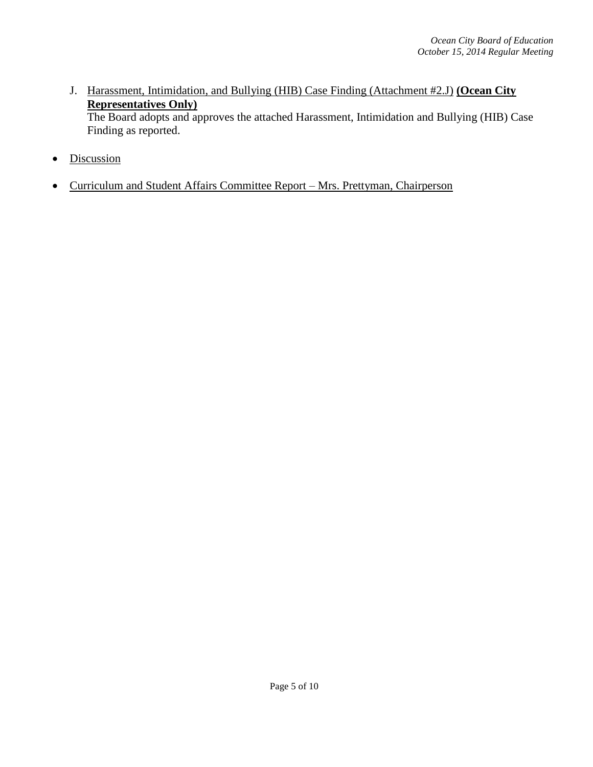J. Harassment, Intimidation, and Bullying (HIB) Case Finding (Attachment #2.J) **(Ocean City Representatives Only)**
   The Board adopts and approves the attached Harassment, Intimidation and Bullying (HIB) Case Finding as reported.

- Discussion

- Curriculum and Student Affairs Committee Report – Mrs. Prettyman, Chairperson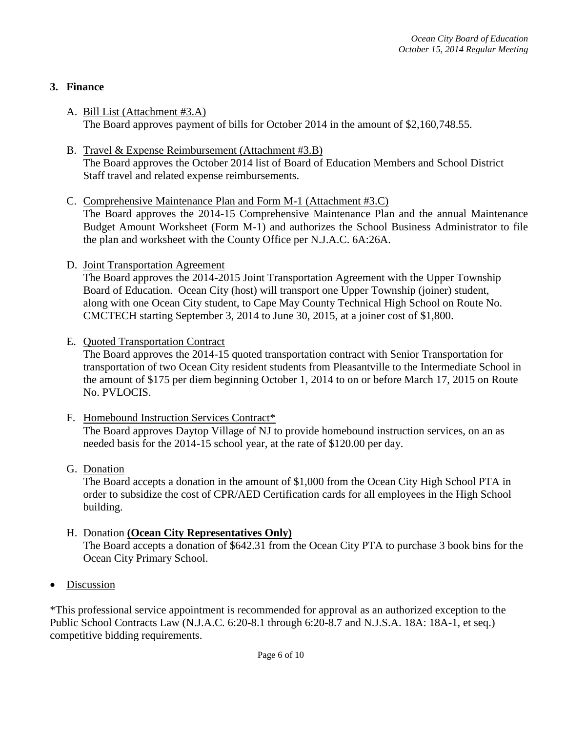## 3. Finance

A. <u>Bill List (Attachment #3.A)</u>
   The Board approves payment of bills for October 2014 in the amount of $2,160,748.55.

B. <u>Travel & Expense Reimbursement (Attachment #3.B)</u>
   The Board approves the October 2014 list of Board of Education Members and School District Staff travel and related expense reimbursements.

C. <u>Comprehensive Maintenance Plan and Form M-1 (Attachment #3.C)</u>
   The Board approves the 2014-15 Comprehensive Maintenance Plan and the annual Maintenance Budget Amount Worksheet (Form M-1) and authorizes the School Business Administrator to file the plan and worksheet with the County Office per N.J.A.C. 6A:26A.

D. <u>Joint Transportation Agreement</u>
   The Board approves the 2014-2015 Joint Transportation Agreement with the Upper Township Board of Education. Ocean City (host) will transport one Upper Township (joiner) student, along with one Ocean City student, to Cape May County Technical High School on Route No. CMCTECH starting September 3, 2014 to June 30, 2015, at a joiner cost of $1,800.

E. <u>Quoted Transportation Contract</u>
   The Board approves the 2014-15 quoted transportation contract with Senior Transportation for transportation of two Ocean City resident students from Pleasantville to the Intermediate School in the amount of $175 per diem beginning October 1, 2014 to on or before March 17, 2015 on Route No. PVLOCIS.

F. <u>Homebound Instruction Services Contract*</u>
   The Board approves Daytop Village of NJ to provide homebound instruction services, on an as needed basis for the 2014-15 school year, at the rate of $120.00 per day.

G. <u>Donation</u>
   The Board accepts a donation in the amount of $1,000 from the Ocean City High School PTA in order to subsidize the cost of CPR/AED Certification cards for all employees in the High School building.

H. <u>Donation</u> **<u>(Ocean City Representatives Only)</u>**
   The Board accepts a donation of $642.31 from the Ocean City PTA to purchase 3 book bins for the Ocean City Primary School.

- <u>Discussion</u>

*This professional service appointment is recommended for approval as an authorized exception to the Public School Contracts Law (N.J.A.C. 6:20-8.1 through 6:20-8.7 and N.J.S.A. 18A: 18A-1, et seq.) competitive bidding requirements.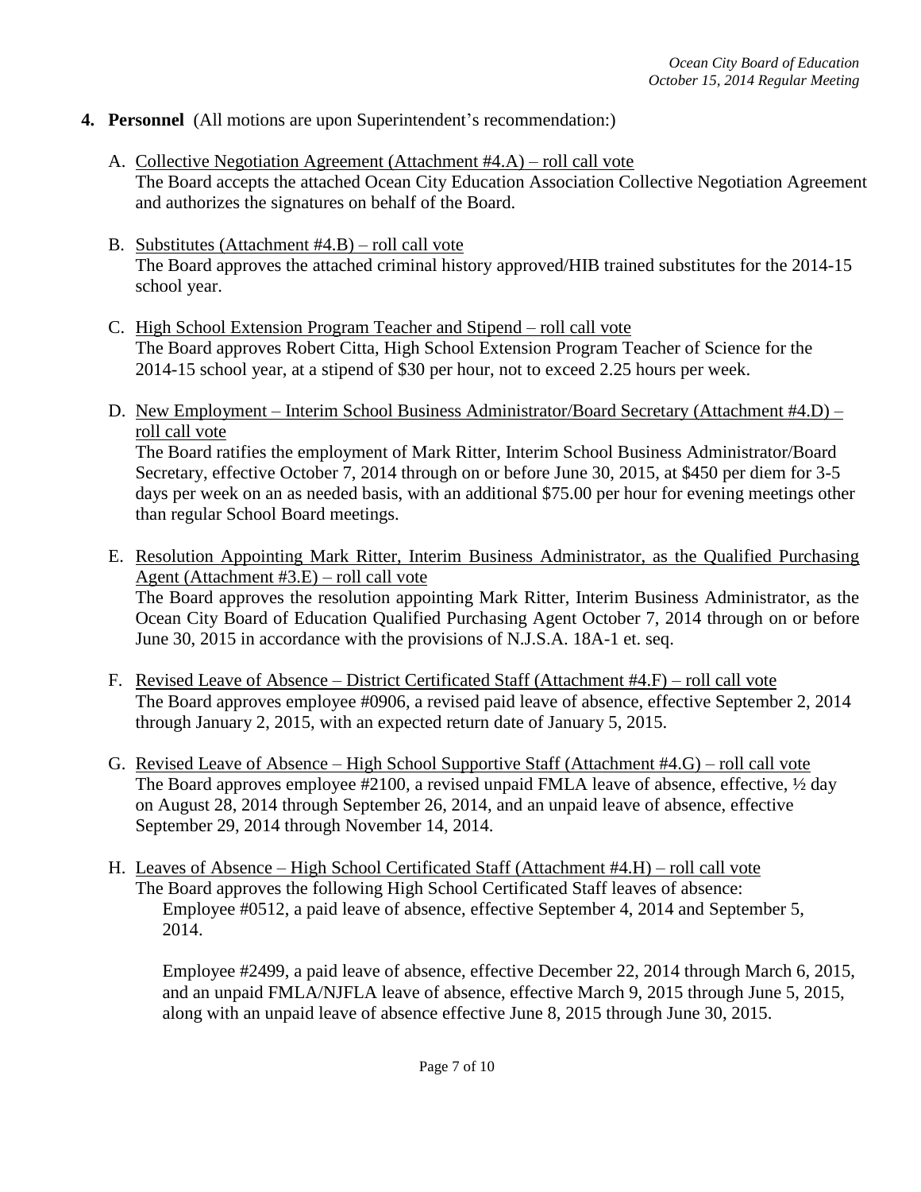4. **Personnel** (All motions are upon Superintendent's recommendation:)

   A. Collective Negotiation Agreement (Attachment #4.A) – roll call vote
   The Board accepts the attached Ocean City Education Association Collective Negotiation Agreement and authorizes the signatures on behalf of the Board.

   B. Substitutes (Attachment #4.B) – roll call vote
   The Board approves the attached criminal history approved/HIB trained substitutes for the 2014-15 school year.

   C. High School Extension Program Teacher and Stipend – roll call vote
   The Board approves Robert Citta, High School Extension Program Teacher of Science for the 2014-15 school year, at a stipend of $30 per hour, not to exceed 2.25 hours per week.

   D. New Employment – Interim School Business Administrator/Board Secretary (Attachment #4.D) – roll call vote
   The Board ratifies the employment of Mark Ritter, Interim School Business Administrator/Board Secretary, effective October 7, 2014 through on or before June 30, 2015, at $450 per diem for 3-5 days per week on an as needed basis, with an additional $75.00 per hour for evening meetings other than regular School Board meetings.

   E. Resolution Appointing Mark Ritter, Interim Business Administrator, as the Qualified Purchasing Agent (Attachment #3.E) – roll call vote
   The Board approves the resolution appointing Mark Ritter, Interim Business Administrator, as the Ocean City Board of Education Qualified Purchasing Agent October 7, 2014 through on or before June 30, 2015 in accordance with the provisions of N.J.S.A. 18A-1 et. seq.

   F. Revised Leave of Absence – District Certificated Staff (Attachment #4.F) – roll call vote
   The Board approves employee #0906, a revised paid leave of absence, effective September 2, 2014 through January 2, 2015, with an expected return date of January 5, 2015.

   G. Revised Leave of Absence – High School Supportive Staff (Attachment #4.G) – roll call vote
   The Board approves employee #2100, a revised unpaid FMLA leave of absence, effective, ½ day on August 28, 2014 through September 26, 2014, and an unpaid leave of absence, effective September 29, 2014 through November 14, 2014.

   H. Leaves of Absence – High School Certificated Staff (Attachment #4.H) – roll call vote
   The Board approves the following High School Certificated Staff leaves of absence:

   Employee #0512, a paid leave of absence, effective September 4, 2014 and September 5, 2014.

   Employee #2499, a paid leave of absence, effective December 22, 2014 through March 6, 2015, and an unpaid FMLA/NJFLA leave of absence, effective March 9, 2015 through June 5, 2015, along with an unpaid leave of absence effective June 8, 2015 through June 30, 2015.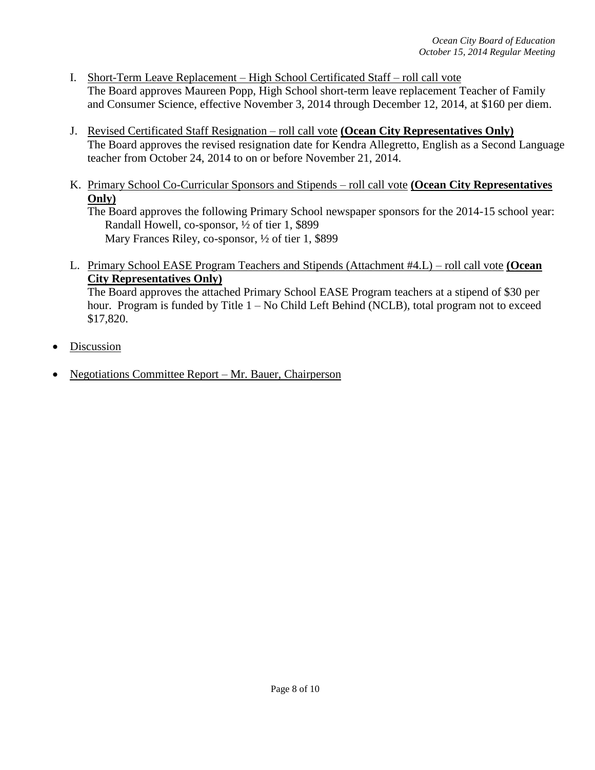I. Short-Term Leave Replacement – High School Certificated Staff – roll call vote
   The Board approves Maureen Popp, High School short-term leave replacement Teacher of Family and Consumer Science, effective November 3, 2014 through December 12, 2014, at $160 per diem.

J. Revised Certificated Staff Resignation – roll call vote **(Ocean City Representatives Only)**
   The Board approves the revised resignation date for Kendra Allegretto, English as a Second Language teacher from October 24, 2014 to on or before November 21, 2014.

K. Primary School Co-Curricular Sponsors and Stipends – roll call vote **(Ocean City Representatives Only)**
   The Board approves the following Primary School newspaper sponsors for the 2014-15 school year:
   Randall Howell, co-sponsor, ½ of tier 1, $899
   Mary Frances Riley, co-sponsor, ½ of tier 1, $899

L. Primary School EASE Program Teachers and Stipends (Attachment #4.L) – roll call vote **(Ocean City Representatives Only)**
   The Board approves the attached Primary School EASE Program teachers at a stipend of $30 per hour. Program is funded by Title 1 – No Child Left Behind (NCLB), total program not to exceed $17,820.

- Discussion

- Negotiations Committee Report – Mr. Bauer, Chairperson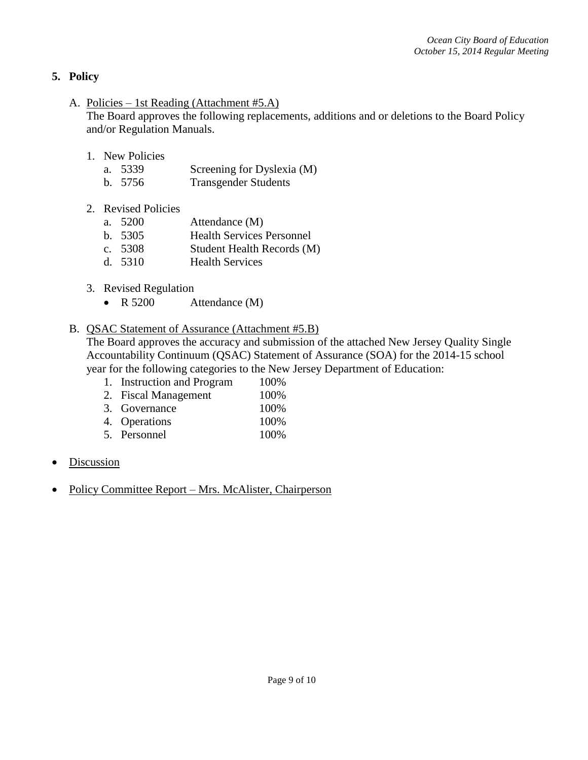## 5. Policy

A. <u>Policies – 1st Reading (Attachment #5.A)</u>
   The Board approves the following replacements, additions and or deletions to the Board Policy and/or Regulation Manuals.

   1. New Policies
      a. 5339 Screening for Dyslexia (M)
      b. 5756 Transgender Students

   2. Revised Policies
      a. 5200 Attendance (M)
      b. 5305 Health Services Personnel
      c. 5308 Student Health Records (M)
      d. 5310 Health Services

   3. Revised Regulation
      - R 5200 Attendance (M)

B. <u>QSAC Statement of Assurance (Attachment #5.B)</u>
   The Board approves the accuracy and submission of the attached New Jersey Quality Single Accountability Continuum (QSAC) Statement of Assurance (SOA) for the 2014-15 school year for the following categories to the New Jersey Department of Education:
   1. Instruction and Program 100%
   2. Fiscal Management 100%
   3. Governance 100%
   4. Operations 100%
   5. Personnel 100%

- <u>Discussion</u>

- <u>Policy Committee Report – Mrs. McAlister, Chairperson</u>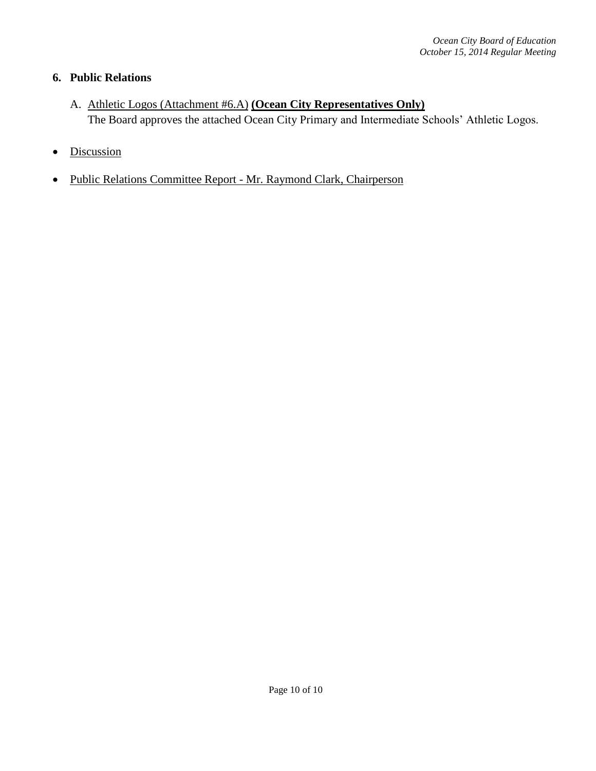## 6. Public Relations

A. Athletic Logos (Attachment #6.A) **(Ocean City Representatives Only)**
   The Board approves the attached Ocean City Primary and Intermediate Schools' Athletic Logos.

- Discussion

- Public Relations Committee Report - Mr. Raymond Clark, Chairperson